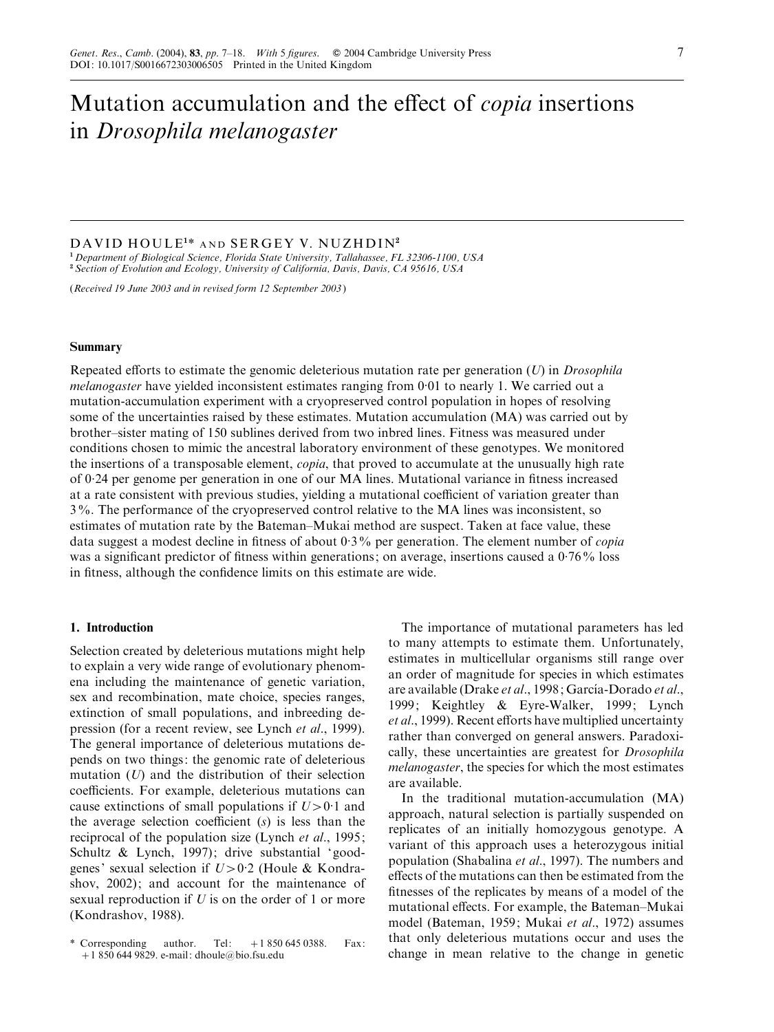# Mutation accumulation and the effect of *copia* insertions in *Drosophila melanogaster*

DAVID HOULE[1]* AND SERGEY V. NUZHDIN[2]

[1] *Department of Biological Science, Florida State University, Tallahassee, FL 32306-1100, USA*
[2] *Section of Evolution and Ecology, University of California, Davis, Davis, CA 95616, USA*

(*Received 19 June 2003 and in revised form 12 September 2003*)

## Summary

Repeated efforts to estimate the genomic deleterious mutation rate per generation ($U$) in *Drosophila melanogaster* have yielded inconsistent estimates ranging from 0·01 to nearly 1. We carried out a mutation-accumulation experiment with a cryopreserved control population in hopes of resolving some of the uncertainties raised by these estimates. Mutation accumulation (MA) was carried out by brother–sister mating of 150 sublines derived from two inbred lines. Fitness was measured under conditions chosen to mimic the ancestral laboratory environment of these genotypes. We monitored the insertions of a transposable element, *copia*, that proved to accumulate at the unusually high rate of 0·24 per genome per generation in one of our MA lines. Mutational variance in fitness increased at a rate consistent with previous studies, yielding a mutational coefficient of variation greater than 3%. The performance of the cryopreserved control relative to the MA lines was inconsistent, so estimates of mutation rate by the Bateman–Mukai method are suspect. Taken at face value, these data suggest a modest decline in fitness of about 0·3% per generation. The element number of *copia* was a significant predictor of fitness within generations; on average, insertions caused a 0·76% loss in fitness, although the confidence limits on this estimate are wide.

## 1. Introduction

Selection created by deleterious mutations might help to explain a very wide range of evolutionary phenomena including the maintenance of genetic variation, sex and recombination, mate choice, species ranges, extinction of small populations, and inbreeding depression (for a recent review, see Lynch *et al.*, 1999). The general importance of deleterious mutations depends on two things: the genomic rate of deleterious mutation ($U$) and the distribution of their selection coefficients. For example, deleterious mutations can cause extinctions of small populations if $U > 0{\cdot}1$ and the average selection coefficient ($s$) is less than the reciprocal of the population size (Lynch *et al.*, 1995; Schultz & Lynch, 1997); drive substantial 'good-genes' sexual selection if $U > 0{\cdot}2$ (Houle & Kondrashov, 2002); and account for the maintenance of sexual reproduction if $U$ is on the order of 1 or more (Kondrashov, 1988).

The importance of mutational parameters has led to many attempts to estimate them. Unfortunately, estimates in multicellular organisms still range over an order of magnitude for species in which estimates are available (Drake *et al.*, 1998; García-Dorado *et al.*, 1999; Keightley & Eyre-Walker, 1999; Lynch *et al.*, 1999). Recent efforts have multiplied uncertainty rather than converged on general answers. Paradoxically, these uncertainties are greatest for *Drosophila melanogaster*, the species for which the most estimates are available.

In the traditional mutation-accumulation (MA) approach, natural selection is partially suspended on replicates of an initially homozygous genotype. A variant of this approach uses a heterozygous initial population (Shabalina *et al.*, 1997). The numbers and effects of the mutations can then be estimated from the fitnesses of the replicates by means of a model of the mutational effects. For example, the Bateman–Mukai model (Bateman, 1959; Mukai *et al.*, 1972) assumes that only deleterious mutations occur and uses the change in mean relative to the change in genetic

* Corresponding author. Tel: +1 850 645 0388. Fax: +1 850 644 9829. e-mail: dhoule@bio.fsu.edu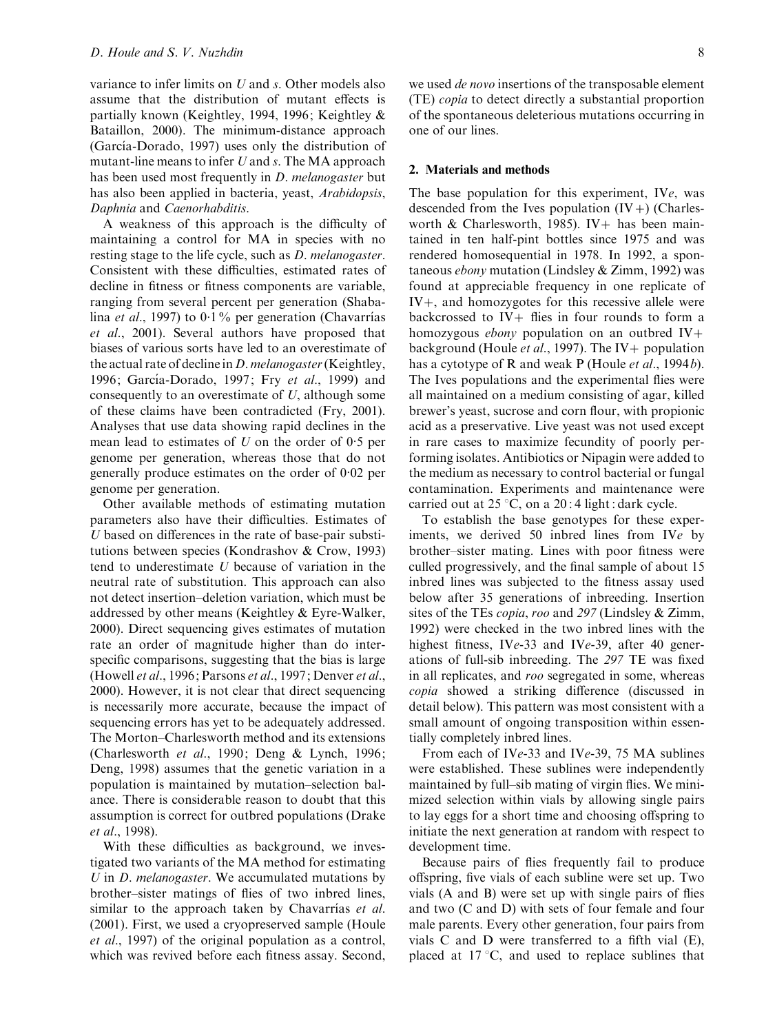variance to infer limits on $U$ and $s$. Other models also assume that the distribution of mutant effects is partially known (Keightley, 1994, 1996; Keightley & Bataillon, 2000). The minimum-distance approach (García-Dorado, 1997) uses only the distribution of mutant-line means to infer $U$ and $s$. The MA approach has been used most frequently in *D. melanogaster* but has also been applied in bacteria, yeast, *Arabidopsis*, *Daphnia* and *Caenorhabditis*.

A weakness of this approach is the difficulty of maintaining a control for MA in species with no resting stage to the life cycle, such as *D. melanogaster*. Consistent with these difficulties, estimated rates of decline in fitness or fitness components are variable, ranging from several percent per generation (Shabalina *et al.*, 1997) to 0·1% per generation (Chavarrías *et al.*, 2001). Several authors have proposed that biases of various sorts have led to an overestimate of the actual rate of decline in *D. melanogaster* (Keightley, 1996; García-Dorado, 1997; Fry *et al.*, 1999) and consequently to an overestimate of $U$, although some of these claims have been contradicted (Fry, 2001). Analyses that use data showing rapid declines in the mean lead to estimates of $U$ on the order of 0·5 per genome per generation, whereas those that do not generally produce estimates on the order of 0·02 per genome per generation.

Other available methods of estimating mutation parameters also have their difficulties. Estimates of $U$ based on differences in the rate of base-pair substitutions between species (Kondrashov & Crow, 1993) tend to underestimate $U$ because of variation in the neutral rate of substitution. This approach can also not detect insertion–deletion variation, which must be addressed by other means (Keightley & Eyre-Walker, 2000). Direct sequencing gives estimates of mutation rate an order of magnitude higher than do interspecific comparisons, suggesting that the bias is large (Howell *et al.*, 1996; Parsons *et al.*, 1997; Denver *et al.*, 2000). However, it is not clear that direct sequencing is necessarily more accurate, because the impact of sequencing errors has yet to be adequately addressed. The Morton–Charlesworth method and its extensions (Charlesworth *et al.*, 1990; Deng & Lynch, 1996; Deng, 1998) assumes that the genetic variation in a population is maintained by mutation–selection balance. There is considerable reason to doubt that this assumption is correct for outbred populations (Drake *et al.*, 1998).

With these difficulties as background, we investigated two variants of the MA method for estimating $U$ in *D. melanogaster*. We accumulated mutations by brother–sister matings of flies of two inbred lines, similar to the approach taken by Chavarrías *et al.* (2001). First, we used a cryopreserved sample (Houle *et al.*, 1997) of the original population as a control, which was revived before each fitness assay. Second, we used *de novo* insertions of the transposable element (TE) *copia* to detect directly a substantial proportion of the spontaneous deleterious mutations occurring in one of our lines.

## 2. Materials and methods

The base population for this experiment, IV*e*, was descended from the Ives population (IV+) (Charlesworth & Charlesworth, 1985). IV+ has been maintained in ten half-pint bottles since 1975 and was rendered homosequential in 1978. In 1992, a spontaneous *ebony* mutation (Lindsley & Zimm, 1992) was found at appreciable frequency in one replicate of IV+, and homozygotes for this recessive allele were backcrossed to IV+ flies in four rounds to form a homozygous *ebony* population on an outbred IV+ background (Houle *et al.*, 1997). The IV+ population has a cytotype of R and weak P (Houle *et al.*, 1994*b*). The Ives populations and the experimental flies were all maintained on a medium consisting of agar, killed brewer's yeast, sucrose and corn flour, with propionic acid as a preservative. Live yeast was not used except in rare cases to maximize fecundity of poorly performing isolates. Antibiotics or Nipagin were added to the medium as necessary to control bacterial or fungal contamination. Experiments and maintenance were carried out at 25 °C, on a 20:4 light:dark cycle.

To establish the base genotypes for these experiments, we derived 50 inbred lines from IV*e* by brother–sister mating. Lines with poor fitness were culled progressively, and the final sample of about 15 inbred lines was subjected to the fitness assay used below after 35 generations of inbreeding. Insertion sites of the TEs *copia*, *roo* and *297* (Lindsley & Zimm, 1992) were checked in the two inbred lines with the highest fitness, IV*e*-33 and IV*e*-39, after 40 generations of full-sib inbreeding. The *297* TE was fixed in all replicates, and *roo* segregated in some, whereas *copia* showed a striking difference (discussed in detail below). This pattern was most consistent with a small amount of ongoing transposition within essentially completely inbred lines.

From each of IV*e*-33 and IV*e*-39, 75 MA sublines were established. These sublines were independently maintained by full–sib mating of virgin flies. We minimized selection within vials by allowing single pairs to lay eggs for a short time and choosing offspring to initiate the next generation at random with respect to development time.

Because pairs of flies frequently fail to produce offspring, five vials of each subline were set up. Two vials (A and B) were set up with single pairs of flies and two (C and D) with sets of four female and four male parents. Every other generation, four pairs from vials C and D were transferred to a fifth vial (E), placed at 17 °C, and used to replace sublines that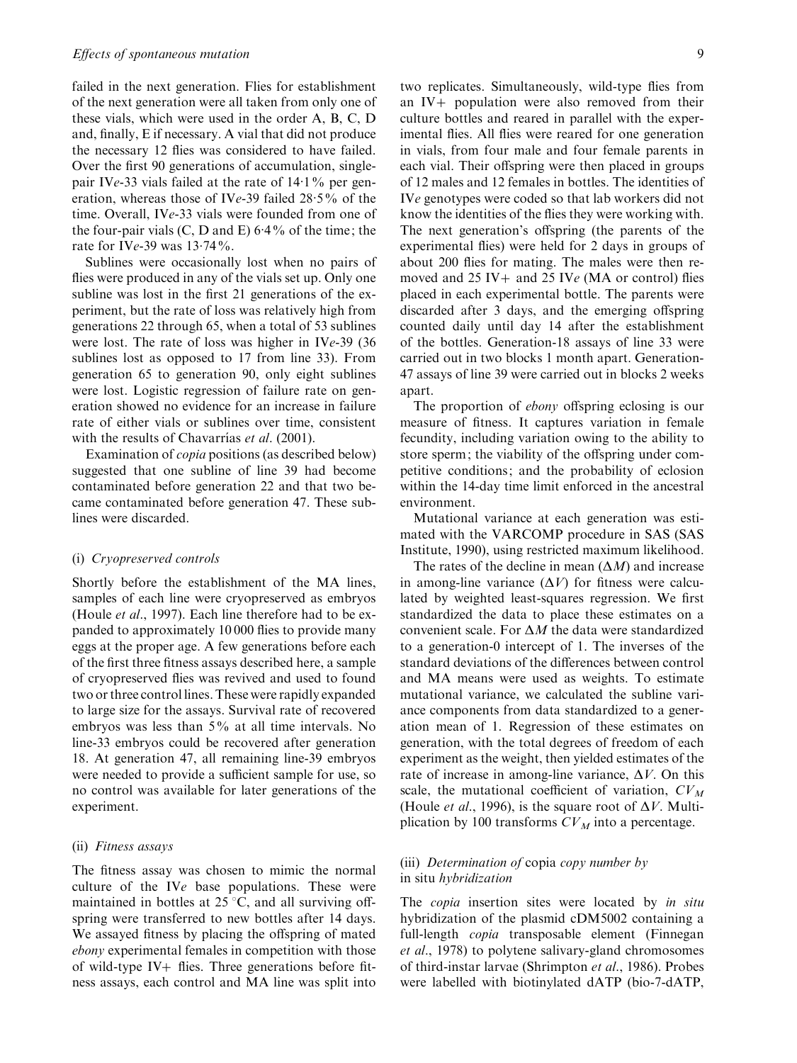failed in the next generation. Flies for establishment of the next generation were all taken from only one of these vials, which were used in the order A, B, C, D and, finally, E if necessary. A vial that did not produce the necessary 12 flies was considered to have failed. Over the first 90 generations of accumulation, single-pair IV*e*-33 vials failed at the rate of 14·1% per generation, whereas those of IV*e*-39 failed 28·5% of the time. Overall, IV*e*-33 vials were founded from one of the four-pair vials (C, D and E) 6·4% of the time; the rate for IV*e*-39 was 13·74%.

Sublines were occasionally lost when no pairs of flies were produced in any of the vials set up. Only one subline was lost in the first 21 generations of the experiment, but the rate of loss was relatively high from generations 22 through 65, when a total of 53 sublines were lost. The rate of loss was higher in IV*e*-39 (36 sublines lost as opposed to 17 from line 33). From generation 65 to generation 90, only eight sublines were lost. Logistic regression of failure rate on generation showed no evidence for an increase in failure rate of either vials or sublines over time, consistent with the results of Chavarrías *et al*. (2001).

Examination of *copia* positions (as described below) suggested that one subline of line 39 had become contaminated before generation 22 and that two became contaminated before generation 47. These sublines were discarded.

### (i) *Cryopreserved controls*

Shortly before the establishment of the MA lines, samples of each line were cryopreserved as embryos (Houle *et al*., 1997). Each line therefore had to be expanded to approximately 10 000 flies to provide many eggs at the proper age. A few generations before each of the first three fitness assays described here, a sample of cryopreserved flies was revived and used to found two or three control lines. These were rapidly expanded to large size for the assays. Survival rate of recovered embryos was less than 5% at all time intervals. No line-33 embryos could be recovered after generation 18. At generation 47, all remaining line-39 embryos were needed to provide a sufficient sample for use, so no control was available for later generations of the experiment.

### (ii) *Fitness assays*

The fitness assay was chosen to mimic the normal culture of the IV*e* base populations. These were maintained in bottles at 25 °C, and all surviving offspring were transferred to new bottles after 14 days. We assayed fitness by placing the offspring of mated *ebony* experimental females in competition with those of wild-type IV+ flies. Three generations before fitness assays, each control and MA line was split into two replicates. Simultaneously, wild-type flies from an IV+ population were also removed from their culture bottles and reared in parallel with the experimental flies. All flies were reared for one generation in vials, from four male and four female parents in each vial. Their offspring were then placed in groups of 12 males and 12 females in bottles. The identities of IV*e* genotypes were coded so that lab workers did not know the identities of the flies they were working with. The next generation's offspring (the parents of the experimental flies) were held for 2 days in groups of about 200 flies for mating. The males were then removed and 25 IV+ and 25 IV*e* (MA or control) flies placed in each experimental bottle. The parents were discarded after 3 days, and the emerging offspring counted daily until day 14 after the establishment of the bottles. Generation-18 assays of line 33 were carried out in two blocks 1 month apart. Generation-47 assays of line 39 were carried out in blocks 2 weeks apart.

The proportion of *ebony* offspring eclosing is our measure of fitness. It captures variation in female fecundity, including variation owing to the ability to store sperm; the viability of the offspring under competitive conditions; and the probability of eclosion within the 14-day time limit enforced in the ancestral environment.

Mutational variance at each generation was estimated with the VARCOMP procedure in SAS (SAS Institute, 1990), using restricted maximum likelihood.

The rates of the decline in mean ($\Delta M$) and increase in among-line variance ($\Delta V$) for fitness were calculated by weighted least-squares regression. We first standardized the data to place these estimates on a convenient scale. For $\Delta M$ the data were standardized to a generation-0 intercept of 1. The inverses of the standard deviations of the differences between control and MA means were used as weights. To estimate mutational variance, we calculated the subline variance components from data standardized to a generation mean of 1. Regression of these estimates on generation, with the total degrees of freedom of each experiment as the weight, then yielded estimates of the rate of increase in among-line variance, $\Delta V$. On this scale, the mutational coefficient of variation, $CV_M$ (Houle *et al*., 1996), is the square root of $\Delta V$. Multiplication by 100 transforms $CV_M$ into a percentage.

### (iii) *Determination of* copia *copy number by* in situ *hybridization*

The *copia* insertion sites were located by *in situ* hybridization of the plasmid cDM5002 containing a full-length *copia* transposable element (Finnegan *et al*., 1978) to polytene salivary-gland chromosomes of third-instar larvae (Shrimpton *et al*., 1986). Probes were labelled with biotinylated dATP (bio-7-dATP,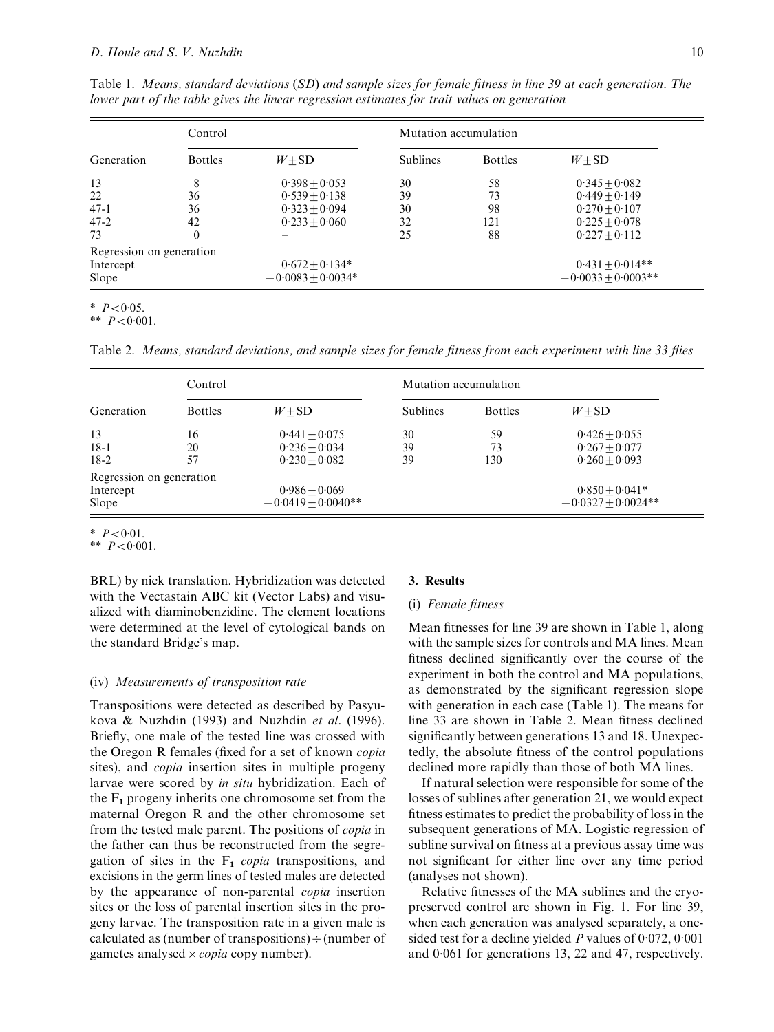Table 1. *Means, standard deviations (SD) and sample sizes for female fitness in line 39 at each generation. The lower part of the table gives the linear regression estimates for trait values on generation*

| Generation | Control | | Mutation accumulation | | |
|---|---|---|---|---|---|
| | Bottles | $W \pm SD$ | Sublines | Bottles | $W \pm SD$ |
| 13 | 8 | $0.398 \pm 0.053$ | 30 | 58 | $0.345 \pm 0.082$ |
| 22 | 36 | $0.539 \pm 0.138$ | 39 | 73 | $0.449 \pm 0.149$ |
| 47-1 | 36 | $0.323 \pm 0.094$ | 30 | 98 | $0.270 \pm 0.107$ |
| 47-2 | 42 | $0.233 \pm 0.060$ | 32 | 121 | $0.225 \pm 0.078$ |
| 73 | 0 | – | 25 | 88 | $0.227 \pm 0.112$ |
| Regression on generation | | | | | |
| Intercept | | $0.672 \pm 0.134$* | | | $0.431 \pm 0.014$** |
| Slope | | $-0.0083 \pm 0.0034$* | | | $-0.0033 \pm 0.0003$** |

* $P < 0.05$.
** $P < 0.001$.

Table 2. *Means, standard deviations, and sample sizes for female fitness from each experiment with line 33 flies*

| Generation | Control | | Mutation accumulation | | |
|---|---|---|---|---|---|
| | Bottles | $W \pm SD$ | Sublines | Bottles | $W \pm SD$ |
| 13 | 16 | $0.441 \pm 0.075$ | 30 | 59 | $0.426 \pm 0.055$ |
| 18-1 | 20 | $0.236 \pm 0.034$ | 39 | 73 | $0.267 \pm 0.077$ |
| 18-2 | 57 | $0.230 \pm 0.082$ | 39 | 130 | $0.260 \pm 0.093$ |
| Regression on generation | | | | | |
| Intercept | | $0.986 \pm 0.069$ | | | $0.850 \pm 0.041$* |
| Slope | | $-0.0419 \pm 0.0040$** | | | $-0.0327 \pm 0.0024$** |

* $P < 0.01$.
** $P < 0.001$.

BRL) by nick translation. Hybridization was detected with the Vectastain ABC kit (Vector Labs) and visualized with diaminobenzidine. The element locations were determined at the level of cytological bands on the standard Bridge's map.

### (iv) *Measurements of transposition rate*

Transpositions were detected as described by Pasyukova & Nuzhdin (1993) and Nuzhdin *et al*. (1996). Briefly, one male of the tested line was crossed with the Oregon R females (fixed for a set of known *copia* sites), and *copia* insertion sites in multiple progeny larvae were scored by *in situ* hybridization. Each of the $F_1$ progeny inherits one chromosome set from the maternal Oregon R and the other chromosome set from the tested male parent. The positions of *copia* in the father can thus be reconstructed from the segregation of sites in the $F_1$ *copia* transpositions, and excisions in the germ lines of tested males are detected by the appearance of non-parental *copia* insertion sites or the loss of parental insertion sites in the progeny larvae. The transposition rate in a given male is calculated as (number of transpositions) $\div$ (number of gametes analysed $\times$ *copia* copy number).

## 3. Results

### (i) *Female fitness*

Mean fitnesses for line 39 are shown in Table 1, along with the sample sizes for controls and MA lines. Mean fitness declined significantly over the course of the experiment in both the control and MA populations, as demonstrated by the significant regression slope with generation in each case (Table 1). The means for line 33 are shown in Table 2. Mean fitness declined significantly between generations 13 and 18. Unexpectedly, the absolute fitness of the control populations declined more rapidly than those of both MA lines.

If natural selection were responsible for some of the losses of sublines after generation 21, we would expect fitness estimates to predict the probability of loss in the subsequent generations of MA. Logistic regression of subline survival on fitness at a previous assay time was not significant for either line over any time period (analyses not shown).

Relative fitnesses of the MA sublines and the cryopreserved control are shown in Fig. 1. For line 39, when each generation was analysed separately, a one-sided test for a decline yielded *P* values of 0·072, 0·001 and 0·061 for generations 13, 22 and 47, respectively.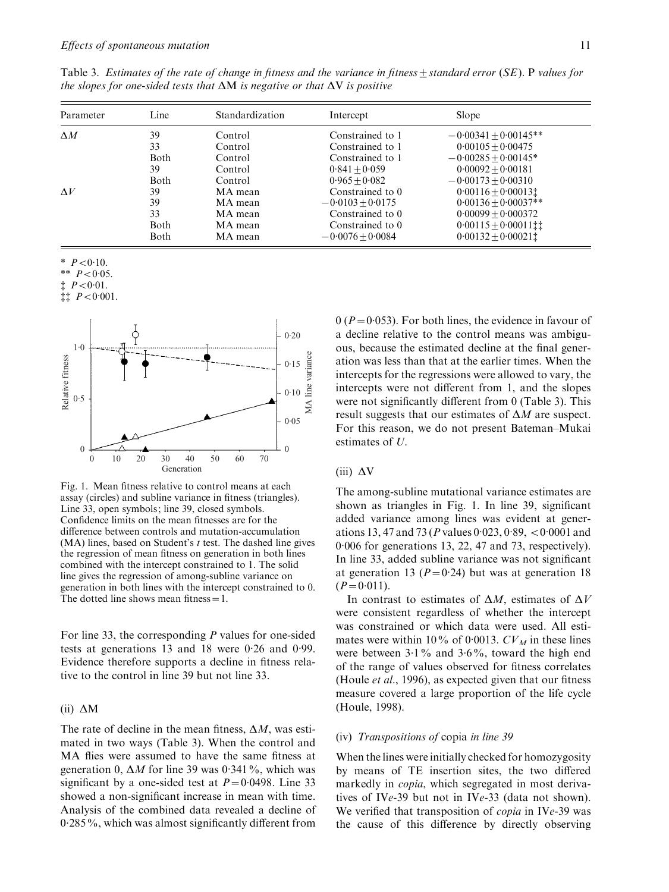Table 3. *Estimates of the rate of change in fitness and the variance in fitness ± standard error (SE).* P *values for the slopes for one-sided tests that* $\Delta M$ *is negative or that* $\Delta V$ *is positive*

| Parameter | Line | Standardization | Intercept | Slope |
|---|---|---|---|---|
| $\Delta M$ | 39 | Control | Constrained to 1 | $-0{\cdot}00341 \pm 0{\cdot}00145$** |
| | 33 | Control | Constrained to 1 | $0{\cdot}00105 \pm 0{\cdot}00475$ |
| | Both | Control | Constrained to 1 | $-0{\cdot}00285 \pm 0{\cdot}00145$* |
| | 39 | Control | $0{\cdot}841 \pm 0{\cdot}059$ | $0{\cdot}00092 \pm 0{\cdot}00181$ |
| | Both | Control | $0{\cdot}965 \pm 0{\cdot}082$ | $-0{\cdot}00173 \pm 0{\cdot}00310$ |
| $\Delta V$ | 39 | MA mean | Constrained to 0 | $0{\cdot}00116 \pm 0{\cdot}00013$‡ |
| | 39 | MA mean | $-0{\cdot}0103 \pm 0{\cdot}0175$ | $0{\cdot}00136 \pm 0{\cdot}00037$** |
| | 33 | MA mean | Constrained to 0 | $0{\cdot}00099 \pm 0{\cdot}000372$ |
| | Both | MA mean | Constrained to 0 | $0{\cdot}00115 \pm 0{\cdot}00011$‡‡ |
| | Both | MA mean | $-0{\cdot}0076 \pm 0{\cdot}0084$ | $0{\cdot}00132 \pm 0{\cdot}00021$‡ |

\* $P < 0{\cdot}10$.
\** $P < 0{\cdot}05$.
‡ $P < 0{\cdot}01$.
‡‡ $P < 0{\cdot}001$.

Relative fitness
MA line variance
Generation
0 10 20 30 40 50 60 70
0 0·5 1·0
0 0·05 0·10 0·15 0·20

Fig. 1. Mean fitness relative to control means at each assay (circles) and subline variance in fitness (triangles). Line 33, open symbols; line 39, closed symbols. Confidence limits on the mean fitnesses are for the difference between controls and mutation-accumulation (MA) lines, based on Student's *t* test. The dashed line gives the regression of mean fitness on generation in both lines combined with the intercept constrained to 1. The solid line gives the regression of among-subline variance on generation in both lines with the intercept constrained to 0. The dotted line shows mean fitness = 1.

For line 33, the corresponding *P* values for one-sided tests at generations 13 and 18 were 0·26 and 0·99. Evidence therefore supports a decline in fitness relative to the control in line 39 but not line 33.

#### (ii) ΔM

The rate of decline in the mean fitness, $\Delta M$, was estimated in two ways (Table 3). When the control and MA flies were assumed to have the same fitness at generation 0, $\Delta M$ for line 39 was 0·341 %, which was significant by a one-sided test at $P = 0{\cdot}0498$. Line 33 showed a non-significant increase in mean with time. Analysis of the combined data revealed a decline of 0·285 %, which was almost significantly different from 0 ($P = 0{\cdot}053$). For both lines, the evidence in favour of a decline relative to the control means was ambiguous, because the estimated decline at the final generation was less than that at the earlier times. When the intercepts for the regressions were allowed to vary, the intercepts were not different from 1, and the slopes were not significantly different from 0 (Table 3). This result suggests that our estimates of $\Delta M$ are suspect. For this reason, we do not present Bateman–Mukai estimates of *U*.

#### (iii) ΔV

The among-subline mutational variance estimates are shown as triangles in Fig. 1. In line 39, significant added variance among lines was evident at generations 13, 47 and 73 (*P* values 0·023, 0·89, < 0·0001 and 0·006 for generations 13, 22, 47 and 73, respectively). In line 33, added subline variance was not significant at generation 13 ($P = 0{\cdot}24$) but was at generation 18 ($P = 0{\cdot}011$).

In contrast to estimates of $\Delta M$, estimates of $\Delta V$ were consistent regardless of whether the intercept was constrained or which data were used. All estimates were within 10 % of 0·0013. $CV_M$ in these lines were between 3·1 % and 3·6 %, toward the high end of the range of values observed for fitness correlates (Houle *et al.*, 1996), as expected given that our fitness measure covered a large proportion of the life cycle (Houle, 1998).

#### (iv) *Transpositions of* copia *in line 39*

When the lines were initially checked for homozygosity by means of TE insertion sites, the two differed markedly in *copia*, which segregated in most derivatives of IV*e*-39 but not in IV*e*-33 (data not shown). We verified that transposition of *copia* in IV*e*-39 was the cause of this difference by directly observing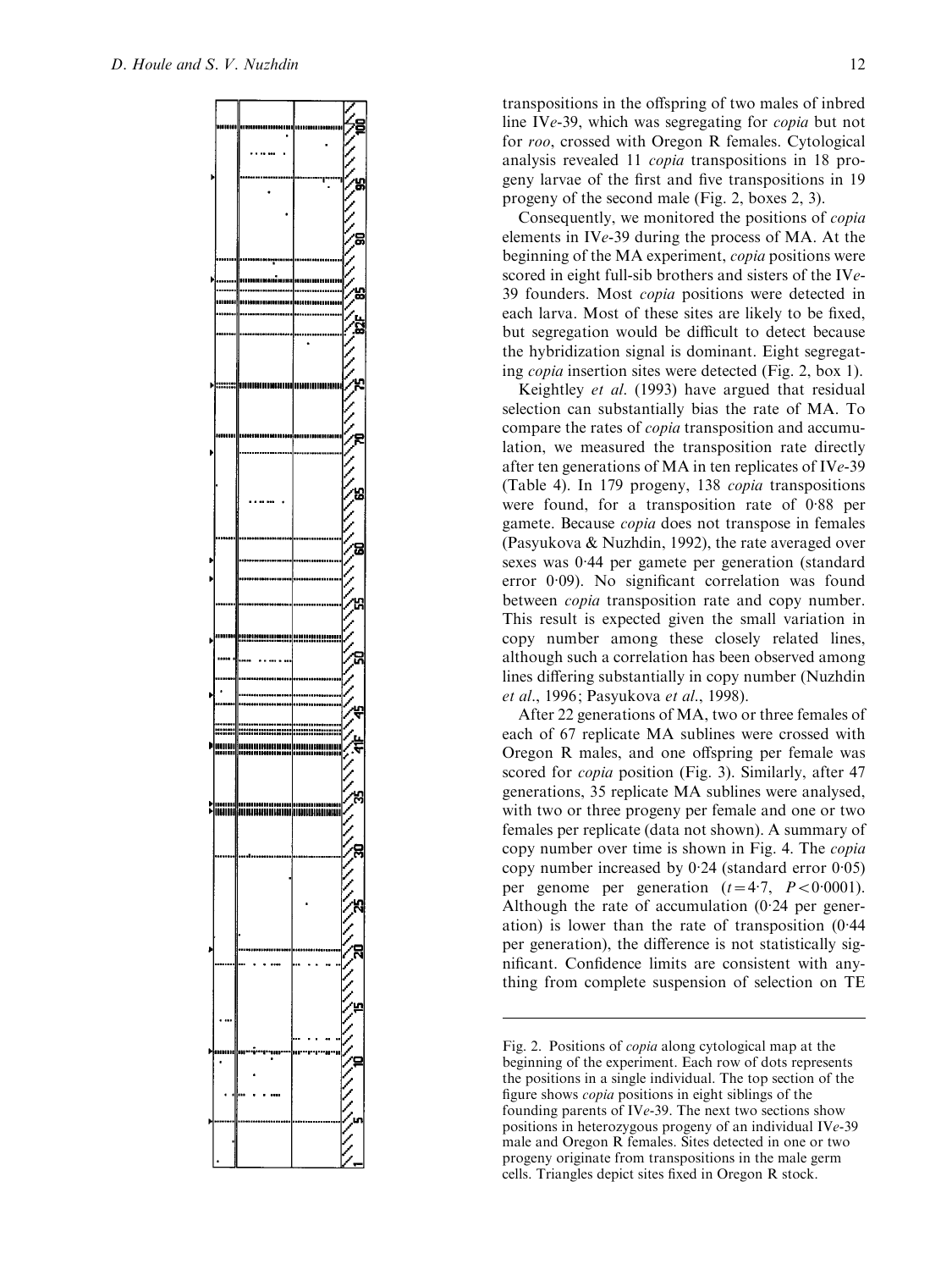transpositions in the offspring of two males of inbred line IV*e*-39, which was segregating for *copia* but not for *roo*, crossed with Oregon R females. Cytological analysis revealed 11 *copia* transpositions in 18 progeny larvae of the first and five transpositions in 19 progeny of the second male (Fig. 2, boxes 2, 3).

Consequently, we monitored the positions of *copia* elements in IV*e*-39 during the process of MA. At the beginning of the MA experiment, *copia* positions were scored in eight full-sib brothers and sisters of the IV*e*-39 founders. Most *copia* positions were detected in each larva. Most of these sites are likely to be fixed, but segregation would be difficult to detect because the hybridization signal is dominant. Eight segregating *copia* insertion sites were detected (Fig. 2, box 1).

Keightley *et al.* (1993) have argued that residual selection can substantially bias the rate of MA. To compare the rates of *copia* transposition and accumulation, we measured the transposition rate directly after ten generations of MA in ten replicates of IV*e*-39 (Table 4). In 179 progeny, 138 *copia* transpositions were found, for a transposition rate of 0·88 per gamete. Because *copia* does not transpose in females (Pasyukova & Nuzhdin, 1992), the rate averaged over sexes was 0·44 per gamete per generation (standard error 0·09). No significant correlation was found between *copia* transposition rate and copy number. This result is expected given the small variation in copy number among these closely related lines, although such a correlation has been observed among lines differing substantially in copy number (Nuzhdin *et al.*, 1996; Pasyukova *et al.*, 1998).

After 22 generations of MA, two or three females of each of 67 replicate MA sublines were crossed with Oregon R males, and one offspring per female was scored for *copia* position (Fig. 3). Similarly, after 47 generations, 35 replicate MA sublines were analysed, with two or three progeny per female and one or two females per replicate (data not shown). A summary of copy number over time is shown in Fig. 4. The *copia* copy number increased by 0·24 (standard error 0·05) per genome per generation ($t = 4{\cdot}7$, $P < 0{\cdot}0001$). Although the rate of accumulation (0·24 per generation) is lower than the rate of transposition (0·44 per generation), the difference is not statistically significant. Confidence limits are consistent with anything from complete suspension of selection on TE

1 5 10 15 20 25 30 35 41F 45 50 55 60 65 70 75 82F 85 90 95 100

Fig. 2. Positions of *copia* along cytological map at the beginning of the experiment. Each row of dots represents the positions in a single individual. The top section of the figure shows *copia* positions in eight siblings of the founding parents of IV*e*-39. The next two sections show positions in heterozygous progeny of an individual IV*e*-39 male and Oregon R females. Sites detected in one or two progeny originate from transpositions in the male germ cells. Triangles depict sites fixed in Oregon R stock.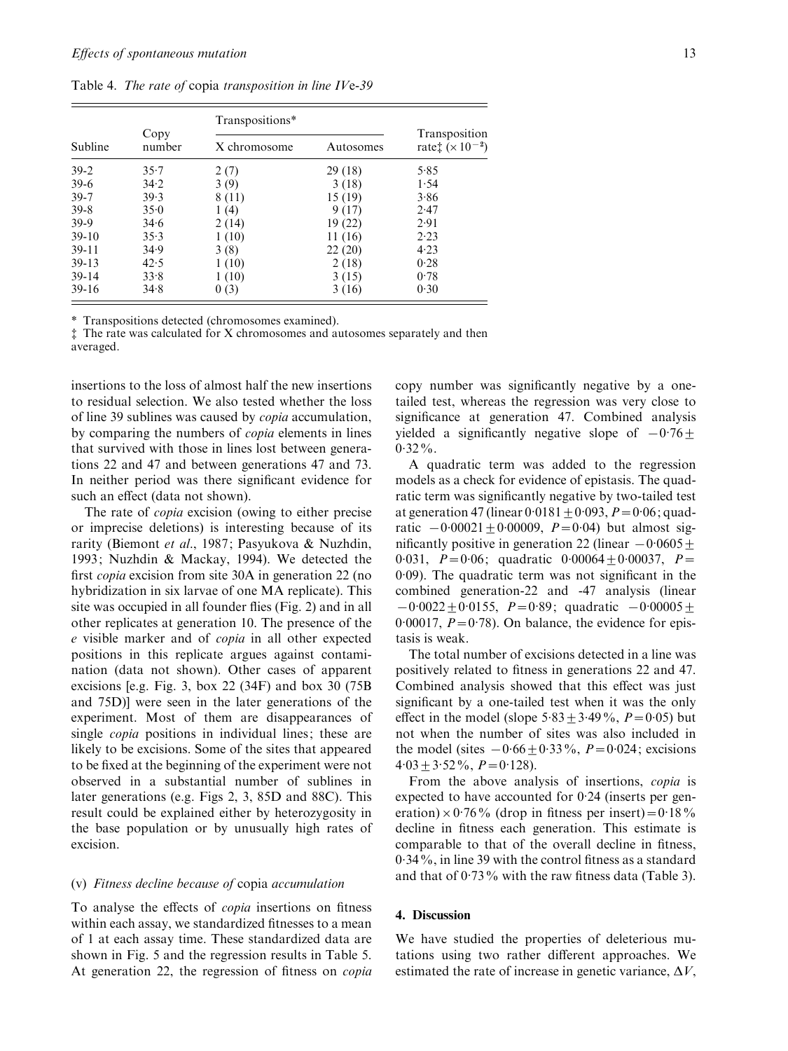Table 4. *The rate of* copia *transposition in line IVe-39*

| Subline | Copy number | Transpositions* | | Transposition rate‡ ($\times 10^{-2}$) |
|---|---|---|---|---|
| | | X chromosome | Autosomes | |
| 39-2 | 35·7 | 2 (7) | 29 (18) | 5·85 |
| 39-6 | 34·2 | 3 (9) | 3 (18) | 1·54 |
| 39-7 | 39·3 | 8 (11) | 15 (19) | 3·86 |
| 39-8 | 35·0 | 1 (4) | 9 (17) | 2·47 |
| 39-9 | 34·6 | 2 (14) | 19 (22) | 2·91 |
| 39-10 | 35·3 | 1 (10) | 11 (16) | 2·23 |
| 39-11 | 34·9 | 3 (8) | 22 (20) | 4·23 |
| 39-13 | 42·5 | 1 (10) | 2 (18) | 0·28 |
| 39-14 | 33·8 | 1 (10) | 3 (15) | 0·78 |
| 39-16 | 34·8 | 0 (3) | 3 (16) | 0·30 |

\* Transpositions detected (chromosomes examined).

‡ The rate was calculated for X chromosomes and autosomes separately and then averaged.

insertions to the loss of almost half the new insertions to residual selection. We also tested whether the loss of line 39 sublines was caused by *copia* accumulation, by comparing the numbers of *copia* elements in lines that survived with those in lines lost between generations 22 and 47 and between generations 47 and 73. In neither period was there significant evidence for such an effect (data not shown).

The rate of *copia* excision (owing to either precise or imprecise deletions) is interesting because of its rarity (Biemont *et al*., 1987; Pasyukova & Nuzhdin, 1993; Nuzhdin & Mackay, 1994). We detected the first *copia* excision from site 30A in generation 22 (no hybridization in six larvae of one MA replicate). This site was occupied in all founder flies (Fig. 2) and in all other replicates at generation 10. The presence of the *e* visible marker and of *copia* in all other expected positions in this replicate argues against contamination (data not shown). Other cases of apparent excisions [e.g. Fig. 3, box 22 (34F) and box 30 (75B and 75D)] were seen in the later generations of the experiment. Most of them are disappearances of single *copia* positions in individual lines; these are likely to be excisions. Some of the sites that appeared to be fixed at the beginning of the experiment were not observed in a substantial number of sublines in later generations (e.g. Figs 2, 3, 85D and 88C). This result could be explained either by heterozygosity in the base population or by unusually high rates of excision.

### (v) *Fitness decline because of* copia *accumulation*

To analyse the effects of *copia* insertions on fitness within each assay, we standardized fitnesses to a mean of 1 at each assay time. These standardized data are shown in Fig. 5 and the regression results in Table 5. At generation 22, the regression of fitness on *copia* copy number was significantly negative by a one-tailed test, whereas the regression was very close to significance at generation 47. Combined analysis yielded a significantly negative slope of $-0·76 \pm 0·32$ %.

A quadratic term was added to the regression models as a check for evidence of epistasis. The quadratic term was significantly negative by two-tailed test at generation 47 (linear $0·0181 \pm 0·093$, $P = 0·06$; quadratic $-0·00021 \pm 0·00009$, $P = 0·04$) but almost significantly positive in generation 22 (linear $-0·0605 \pm 0·031$, $P = 0·06$; quadratic $0·00064 \pm 0·00037$, $P = 0·09$). The quadratic term was not significant in the combined generation-22 and -47 analysis (linear $-0·0022 \pm 0·0155$, $P = 0·89$; quadratic $-0·00005 \pm 0·00017$, $P = 0·78$). On balance, the evidence for epistasis is weak.

The total number of excisions detected in a line was positively related to fitness in generations 22 and 47. Combined analysis showed that this effect was just significant by a one-tailed test when it was the only effect in the model (slope $5·83 \pm 3·49$ %, $P = 0·05$) but not when the number of sites was also included in the model (sites $-0·66 \pm 0·33$ %, $P = 0·024$; excisions $4·03 \pm 3·52$ %, $P = 0·128$).

From the above analysis of insertions, *copia* is expected to have accounted for 0·24 (inserts per generation) $\times$ 0·76 % (drop in fitness per insert) = 0·18 % decline in fitness each generation. This estimate is comparable to that of the overall decline in fitness, 0·34 %, in line 39 with the control fitness as a standard and that of 0·73 % with the raw fitness data (Table 3).

## 4. Discussion

We have studied the properties of deleterious mutations using two rather different approaches. We estimated the rate of increase in genetic variance, $\Delta V$,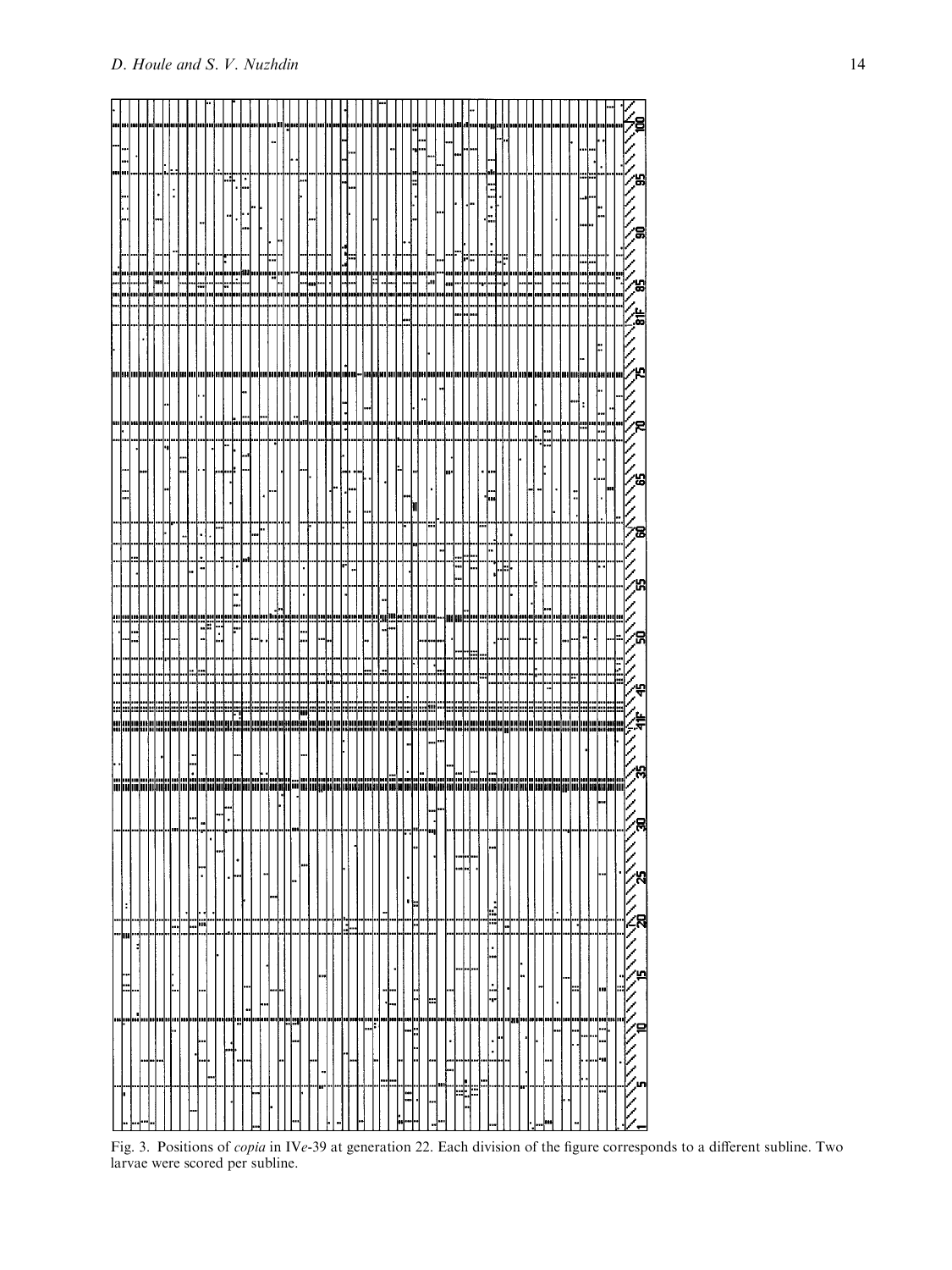1
5
10
15
20
25
30
35
41F
45
50
55
60
65
70
75
81F
85
90
95
100

Fig. 3. Positions of *copia* in IV*e*-39 at generation 22. Each division of the figure corresponds to a different subline. Two larvae were scored per subline.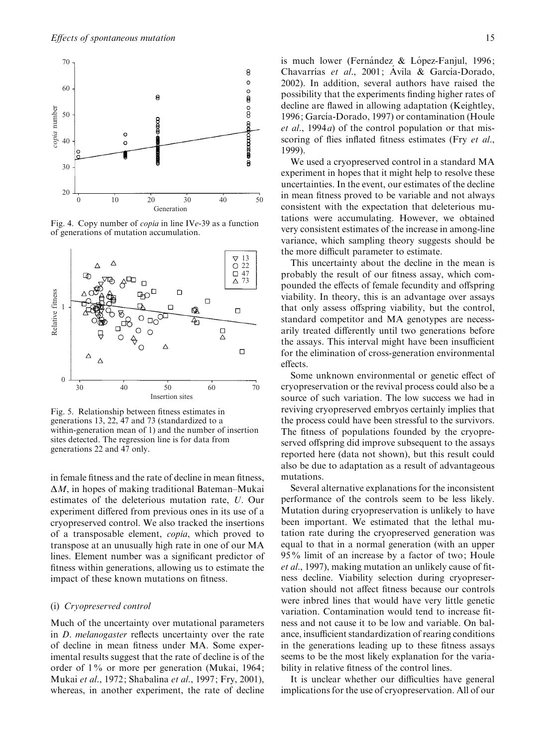70
60
50
40
30
20

*copia* number

0 10 20 30 40 50

Generation

Fig. 4. Copy number of *copia* in line IV*e*-39 as a function of generations of mutation accumulation.

13
22
47
73

Relative fitness

1

0

30 40 50 60 70

Insertion sites

Fig. 5. Relationship between fitness estimates in generations 13, 22, 47 and 73 (standardized to a within-generation mean of 1) and the number of insertion sites detected. The regression line is for data from generations 22 and 47 only.

in female fitness and the rate of decline in mean fitness, $\Delta M$, in hopes of making traditional Bateman–Mukai estimates of the deleterious mutation rate, $U$. Our experiment differed from previous ones in its use of a cryopreserved control. We also tracked the insertions of a transposable element, *copia*, which proved to transpose at an unusually high rate in one of our MA lines. Element number was a significant predictor of fitness within generations, allowing us to estimate the impact of these known mutations on fitness.

### (i) *Cryopreserved control*

Much of the uncertainty over mutational parameters in *D. melanogaster* reflects uncertainty over the rate of decline in mean fitness under MA. Some experimental results suggest that the rate of decline is of the order of 1% or more per generation (Mukai, 1964; Mukai *et al.*, 1972; Shabalina *et al.*, 1997; Fry, 2001), whereas, in another experiment, the rate of decline is much lower (Fernández & López-Fanjul, 1996; Chavarrías *et al.*, 2001; Ávila & García-Dorado, 2002). In addition, several authors have raised the possibility that the experiments finding higher rates of decline are flawed in allowing adaptation (Keightley, 1996; García-Dorado, 1997) or contamination (Houle *et al.*, 1994*a*) of the control population or that misscoring of flies inflated fitness estimates (Fry *et al.*, 1999).

We used a cryopreserved control in a standard MA experiment in hopes that it might help to resolve these uncertainties. In the event, our estimates of the decline in mean fitness proved to be variable and not always consistent with the expectation that deleterious mutations were accumulating. However, we obtained very consistent estimates of the increase in among-line variance, which sampling theory suggests should be the more difficult parameter to estimate.

This uncertainty about the decline in the mean is probably the result of our fitness assay, which compounded the effects of female fecundity and offspring viability. In theory, this is an advantage over assays that only assess offspring viability, but the control, standard competitor and MA genotypes are necessarily treated differently until two generations before the assays. This interval might have been insufficient for the elimination of cross-generation environmental effects.

Some unknown environmental or genetic effect of cryopreservation or the revival process could also be a source of such variation. The low success we had in reviving cryopreserved embryos certainly implies that the process could have been stressful to the survivors. The fitness of populations founded by the cryopreserved offspring did improve subsequent to the assays reported here (data not shown), but this result could also be due to adaptation as a result of advantageous mutations.

Several alternative explanations for the inconsistent performance of the controls seem to be less likely. Mutation during cryopreservation is unlikely to have been important. We estimated that the lethal mutation rate during the cryopreserved generation was equal to that in a normal generation (with an upper 95% limit of an increase by a factor of two; Houle *et al.*, 1997), making mutation an unlikely cause of fitness decline. Viability selection during cryopreservation should not affect fitness because our controls were inbred lines that would have very little genetic variation. Contamination would tend to increase fitness and not cause it to be low and variable. On balance, insufficient standardization of rearing conditions in the generations leading up to these fitness assays seems to be the most likely explanation for the variability in relative fitness of the control lines.

It is unclear whether our difficulties have general implications for the use of cryopreservation. All of our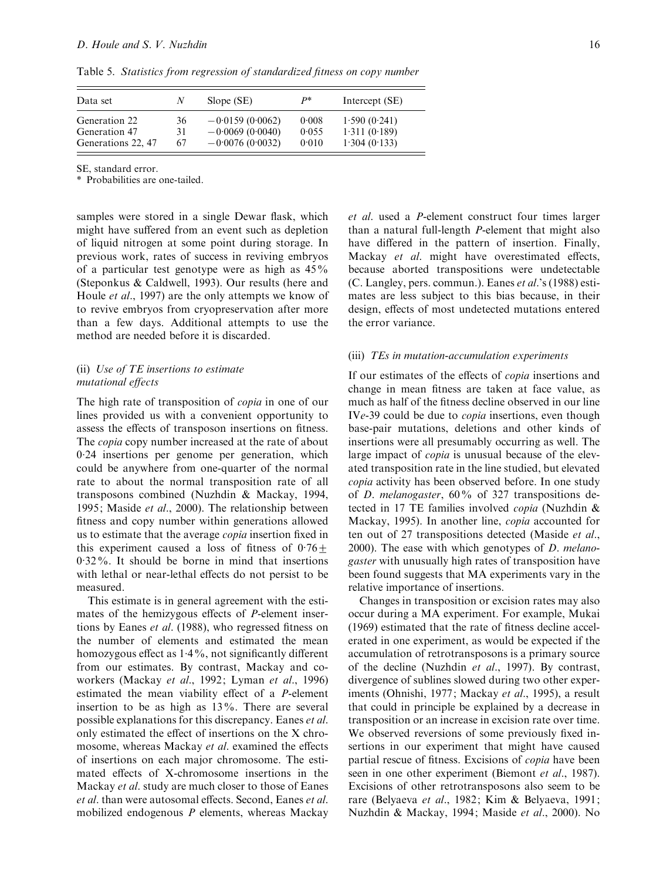Table 5. *Statistics from regression of standardized fitness on copy number*

| Data set | $N$ | Slope (SE) | $P$* | Intercept (SE) |
|---|---|---|---|---|
| Generation 22 | 36 | −0·0159 (0·0062) | 0·008 | 1·590 (0·241) |
| Generation 47 | 31 | −0·0069 (0·0040) | 0·055 | 1·311 (0·189) |
| Generations 22, 47 | 67 | −0·0076 (0·0032) | 0·010 | 1·304 (0·133) |

SE, standard error.

\* Probabilities are one-tailed.

samples were stored in a single Dewar flask, which might have suffered from an event such as depletion of liquid nitrogen at some point during storage. In previous work, rates of success in reviving embryos of a particular test genotype were as high as 45% (Steponkus & Caldwell, 1993). Our results (here and Houle *et al*., 1997) are the only attempts we know of to revive embryos from cryopreservation after more than a few days. Additional attempts to use the method are needed before it is discarded.

### (ii) *Use of TE insertions to estimate mutational effects*

The high rate of transposition of *copia* in one of our lines provided us with a convenient opportunity to assess the effects of transposon insertions on fitness. The *copia* copy number increased at the rate of about 0·24 insertions per genome per generation, which could be anywhere from one-quarter of the normal rate to about the normal transposition rate of all transposons combined (Nuzhdin & Mackay, 1994, 1995; Maside *et al*., 2000). The relationship between fitness and copy number within generations allowed us to estimate that the average *copia* insertion fixed in this experiment caused a loss of fitness of 0·76 ± 0·32%. It should be borne in mind that insertions with lethal or near-lethal effects do not persist to be measured.

This estimate is in general agreement with the estimates of the hemizygous effects of *P*-element insertions by Eanes *et al*. (1988), who regressed fitness on the number of elements and estimated the mean homozygous effect as 1·4%, not significantly different from our estimates. By contrast, Mackay and coworkers (Mackay *et al*., 1992; Lyman *et al*., 1996) estimated the mean viability effect of a *P*-element insertion to be as high as 13%. There are several possible explanations for this discrepancy. Eanes *et al*. only estimated the effect of insertions on the X chromosome, whereas Mackay *et al*. examined the effects of insertions on each major chromosome. The estimated effects of X-chromosome insertions in the Mackay *et al*. study are much closer to those of Eanes *et al*. than were autosomal effects. Second, Eanes *et al*. mobilized endogenous *P* elements, whereas Mackay *et al*. used a *P*-element construct four times larger than a natural full-length *P*-element that might also have differed in the pattern of insertion. Finally, Mackay *et al*. might have overestimated effects, because aborted transpositions were undetectable (C. Langley, pers. commun.). Eanes *et al*.'s (1988) estimates are less subject to this bias because, in their design, effects of most undetected mutations entered the error variance.

### (iii) *TEs in mutation-accumulation experiments*

If our estimates of the effects of *copia* insertions and change in mean fitness are taken at face value, as much as half of the fitness decline observed in our line IV*e*-39 could be due to *copia* insertions, even though base-pair mutations, deletions and other kinds of insertions were all presumably occurring as well. The large impact of *copia* is unusual because of the elevated transposition rate in the line studied, but elevated *copia* activity has been observed before. In one study of *D. melanogaster*, 60% of 327 transpositions detected in 17 TE families involved *copia* (Nuzhdin & Mackay, 1995). In another line, *copia* accounted for ten out of 27 transpositions detected (Maside *et al*., 2000). The ease with which genotypes of *D. melanogaster* with unusually high rates of transposition have been found suggests that MA experiments vary in the relative importance of insertions.

Changes in transposition or excision rates may also occur during a MA experiment. For example, Mukai (1969) estimated that the rate of fitness decline accelerated in one experiment, as would be expected if the accumulation of retrotransposons is a primary source of the decline (Nuzhdin *et al*., 1997). By contrast, divergence of sublines slowed during two other experiments (Ohnishi, 1977; Mackay *et al*., 1995), a result that could in principle be explained by a decrease in transposition or an increase in excision rate over time. We observed reversions of some previously fixed insertions in our experiment that might have caused partial rescue of fitness. Excisions of *copia* have been seen in one other experiment (Biemont *et al*., 1987). Excisions of other retrotransposons also seem to be rare (Belyaeva *et al*., 1982; Kim & Belyaeva, 1991; Nuzhdin & Mackay, 1994; Maside *et al*., 2000). No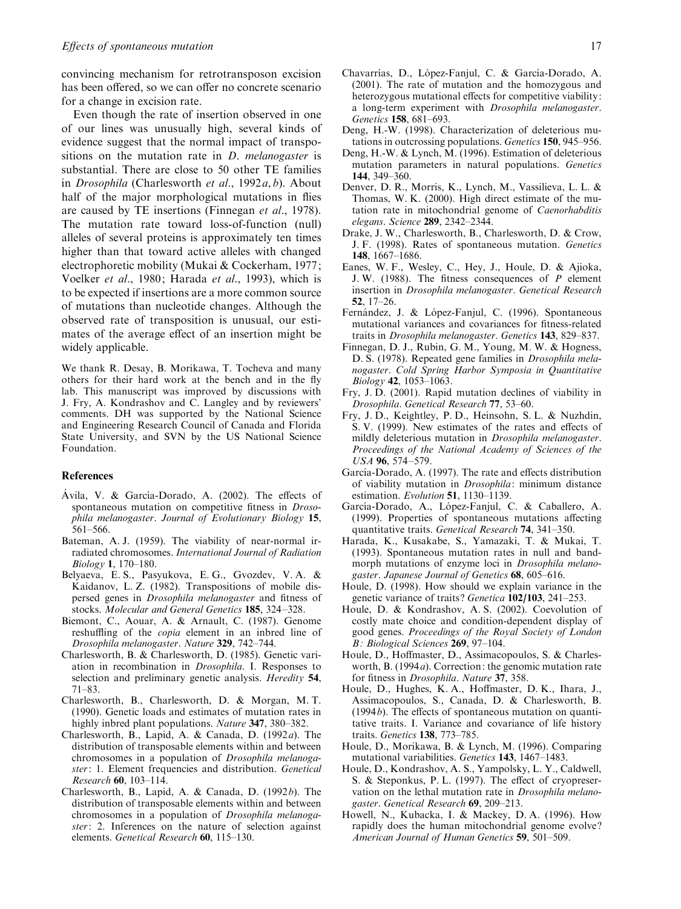convincing mechanism for retrotransposon excision has been offered, so we can offer no concrete scenario for a change in excision rate.

Even though the rate of insertion observed in one of our lines was unusually high, several kinds of evidence suggest that the normal impact of transpositions on the mutation rate in *D. melanogaster* is substantial. There are close to 50 other TE families in *Drosophila* (Charlesworth *et al*., 1992*a*, *b*). About half of the major morphological mutations in flies are caused by TE insertions (Finnegan *et al*., 1978). The mutation rate toward loss-of-function (null) alleles of several proteins is approximately ten times higher than that toward active alleles with changed electrophoretic mobility (Mukai & Cockerham, 1977; Voelker *et al*., 1980; Harada *et al*., 1993), which is to be expected if insertions are a more common source of mutations than nucleotide changes. Although the observed rate of transposition is unusual, our estimates of the average effect of an insertion might be widely applicable.

We thank R. Desay, B. Morikawa, T. Tocheva and many others for their hard work at the bench and in the fly lab. This manuscript was improved by discussions with J. Fry, A. Kondrashov and C. Langley and by reviewers' comments. DH was supported by the National Science and Engineering Research Council of Canada and Florida State University, and SVN by the US National Science Foundation.

## References

Ávila, V. & García-Dorado, A. (2002). The effects of spontaneous mutation on competitive fitness in *Drosophila melanogaster*. *Journal of Evolutionary Biology* **15**, 561–566.

Bateman, A. J. (1959). The viability of near-normal irradiated chromosomes. *International Journal of Radiation Biology* **1**, 170–180.

Belyaeva, E. S., Pasyukova, E. G., Gvozdev, V. A. & Kaidanov, L. Z. (1982). Transpositions of mobile dispersed genes in *Drosophila melanogaster* and fitness of stocks. *Molecular and General Genetics* **185**, 324–328.

Biemont, C., Aouar, A. & Arnault, C. (1987). Genome reshuffling of the *copia* element in an inbred line of *Drosophila melanogaster*. *Nature* **329**, 742–744.

Charlesworth, B. & Charlesworth, D. (1985). Genetic variation in recombination in *Drosophila*. I. Responses to selection and preliminary genetic analysis. *Heredity* **54**, 71–83.

Charlesworth, B., Charlesworth, D. & Morgan, M. T. (1990). Genetic loads and estimates of mutation rates in highly inbred plant populations. *Nature* **347**, 380–382.

Charlesworth, B., Lapid, A. & Canada, D. (1992*a*). The distribution of transposable elements within and between chromosomes in a population of *Drosophila melanogaster*: 1. Element frequencies and distribution. *Genetical Research* **60**, 103–114.

Charlesworth, B., Lapid, A. & Canada, D. (1992*b*). The distribution of transposable elements within and between chromosomes in a population of *Drosophila melanogaster*: 2. Inferences on the nature of selection against elements. *Genetical Research* **60**, 115–130.

Chavarrías, D., López-Fanjul, C. & García-Dorado, A. (2001). The rate of mutation and the homozygous and heterozygous mutational effects for competitive viability: a long-term experiment with *Drosophila melanogaster*. *Genetics* **158**, 681–693.

Deng, H.-W. (1998). Characterization of deleterious mutations in outcrossing populations. *Genetics* **150**, 945–956.

Deng, H.-W. & Lynch, M. (1996). Estimation of deleterious mutation parameters in natural populations. *Genetics* **144**, 349–360.

Denver, D. R., Morris, K., Lynch, M., Vassilieva, L. L. & Thomas, W. K. (2000). High direct estimate of the mutation rate in mitochondrial genome of *Caenorhabditis elegans*. *Science* **289**, 2342–2344.

Drake, J. W., Charlesworth, B., Charlesworth, D. & Crow, J. F. (1998). Rates of spontaneous mutation. *Genetics* **148**, 1667–1686.

Eanes, W. F., Wesley, C., Hey, J., Houle, D. & Ajioka, J. W. (1988). The fitness consequences of *P* element insertion in *Drosophila melanogaster*. *Genetical Research* **52**, 17–26.

Fernández, J. & López-Fanjul, C. (1996). Spontaneous mutational variances and covariances for fitness-related traits in *Drosophila melanogaster*. *Genetics* **143**, 829–837.

Finnegan, D. J., Rubin, G. M., Young, M. W. & Hogness, D. S. (1978). Repeated gene families in *Drosophila melanogaster*. *Cold Spring Harbor Symposia in Quantitative Biology* **42**, 1053–1063.

Fry, J. D. (2001). Rapid mutation declines of viability in *Drosophila*. *Genetical Research* **77**, 53–60.

Fry, J. D., Keightley, P. D., Heinsohn, S. L. & Nuzhdin, S. V. (1999). New estimates of the rates and effects of mildly deleterious mutation in *Drosophila melanogaster*. *Proceedings of the National Academy of Sciences of the USA* **96**, 574–579.

García-Dorado, A. (1997). The rate and effects distribution of viability mutation in *Drosophila*: minimum distance estimation. *Evolution* **51**, 1130–1139.

García-Dorado, A., López-Fanjul, C. & Caballero, A. (1999). Properties of spontaneous mutations affecting quantitative traits. *Genetical Research* **74**, 341–350.

Harada, K., Kusakabe, S., Yamazaki, T. & Mukai, T. (1993). Spontaneous mutation rates in null and band-morph mutations of enzyme loci in *Drosophila melanogaster*. *Japanese Journal of Genetics* **68**, 605–616.

Houle, D. (1998). How should we explain variance in the genetic variance of traits? *Genetica* **102/103**, 241–253.

Houle, D. & Kondrashov, A. S. (2002). Coevolution of costly mate choice and condition-dependent display of good genes. *Proceedings of the Royal Society of London B: Biological Sciences* **269**, 97–104.

Houle, D., Hoffmaster, D., Assimacopoulos, S. & Charlesworth, B. (1994*a*). Correction: the genomic mutation rate for fitness in *Drosophila*. *Nature* **37**, 358.

Houle, D., Hughes, K. A., Hoffmaster, D. K., Ihara, J., Assimacopoulos, S., Canada, D. & Charlesworth, B. (1994*b*). The effects of spontaneous mutation on quantitative traits. I. Variance and covariance of life history traits. *Genetics* **138**, 773–785.

Houle, D., Morikawa, B. & Lynch, M. (1996). Comparing mutational variabilities. *Genetics* **143**, 1467–1483.

Houle, D., Kondrashov, A. S., Yampolsky, L. Y., Caldwell, S. & Steponkus, P. L. (1997). The effect of cryopreservation on the lethal mutation rate in *Drosophila melanogaster*. *Genetical Research* **69**, 209–213.

Howell, N., Kubacka, I. & Mackey, D. A. (1996). How rapidly does the human mitochondrial genome evolve? *American Journal of Human Genetics* **59**, 501–509.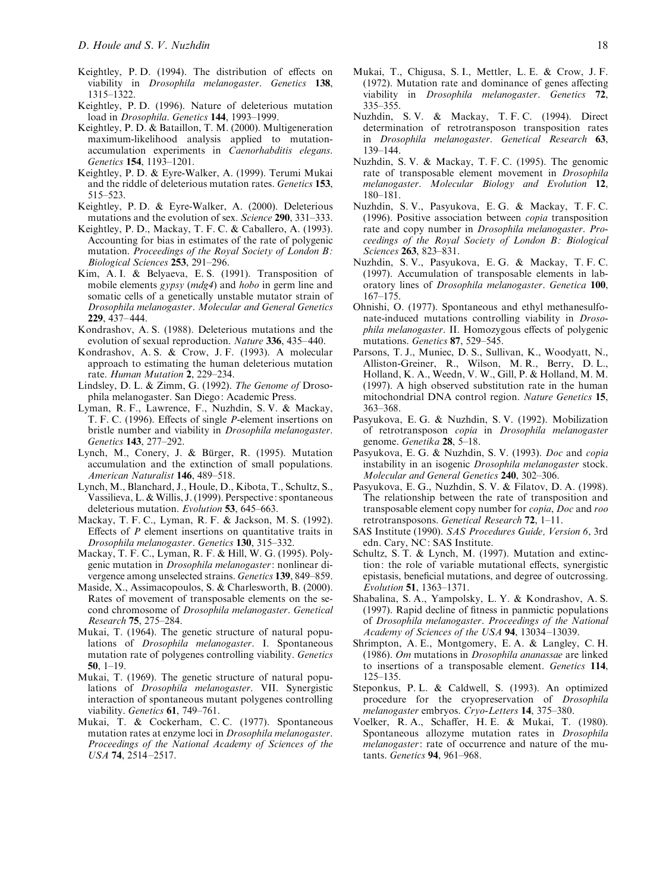Keightley, P. D. (1994). The distribution of effects on viability in *Drosophila melanogaster*. *Genetics* **138**, 1315–1322.

Keightley, P. D. (1996). Nature of deleterious mutation load in *Drosophila*. *Genetics* **144**, 1993–1999.

Keightley, P. D. & Bataillon, T. M. (2000). Multigeneration maximum-likelihood analysis applied to mutation-accumulation experiments in *Caenorhabditis elegans*. *Genetics* **154**, 1193–1201.

Keightley, P. D. & Eyre-Walker, A. (1999). Terumi Mukai and the riddle of deleterious mutation rates. *Genetics* **153**, 515–523.

Keightley, P. D. & Eyre-Walker, A. (2000). Deleterious mutations and the evolution of sex. *Science* **290**, 331–333.

Keightley, P. D., Mackay, T. F. C. & Caballero, A. (1993). Accounting for bias in estimates of the rate of polygenic mutation. *Proceedings of the Royal Society of London B: Biological Sciences* **253**, 291–296.

Kim, A. I. & Belyaeva, E. S. (1991). Transposition of mobile elements *gypsy* (*mdg4*) and *hobo* in germ line and somatic cells of a genetically unstable mutator strain of *Drosophila melanogaster*. *Molecular and General Genetics* **229**, 437–444.

Kondrashov, A. S. (1988). Deleterious mutations and the evolution of sexual reproduction. *Nature* **336**, 435–440.

Kondrashov, A. S. & Crow, J. F. (1993). A molecular approach to estimating the human deleterious mutation rate. *Human Mutation* **2**, 229–234.

Lindsley, D. L. & Zimm, G. (1992). *The Genome of* Drosophila melanogaster. San Diego: Academic Press.

Lyman, R. F., Lawrence, F., Nuzhdin, S. V. & Mackay, T. F. C. (1996). Effects of single *P*-element insertions on bristle number and viability in *Drosophila melanogaster*. *Genetics* **143**, 277–292.

Lynch, M., Conery, J. & Bürger, R. (1995). Mutation accumulation and the extinction of small populations. *American Naturalist* **146**, 489–518.

Lynch, M., Blanchard, J., Houle, D., Kibota, T., Schultz, S., Vassilieva, L. & Willis, J. (1999). Perspective: spontaneous deleterious mutation. *Evolution* **53**, 645–663.

Mackay, T. F. C., Lyman, R. F. & Jackson, M. S. (1992). Effects of *P* element insertions on quantitative traits in *Drosophila melanogaster*. *Genetics* **130**, 315–332.

Mackay, T. F. C., Lyman, R. F. & Hill, W. G. (1995). Polygenic mutation in *Drosophila melanogaster*: nonlinear divergence among unselected strains. *Genetics* **139**, 849–859.

Maside, X., Assimacopoulos, S. & Charlesworth, B. (2000). Rates of movement of transposable elements on the second chromosome of *Drosophila melanogaster*. *Genetical Research* **75**, 275–284.

Mukai, T. (1964). The genetic structure of natural populations of *Drosophila melanogaster*. I. Spontaneous mutation rate of polygenes controlling viability. *Genetics* **50**, 1–19.

Mukai, T. (1969). The genetic structure of natural populations of *Drosophila melanogaster*. VII. Synergistic interaction of spontaneous mutant polygenes controlling viability. *Genetics* **61**, 749–761.

Mukai, T. & Cockerham, C. C. (1977). Spontaneous mutation rates at enzyme loci in *Drosophila melanogaster*. *Proceedings of the National Academy of Sciences of the USA* **74**, 2514–2517.

Mukai, T., Chigusa, S. I., Mettler, L. E. & Crow, J. F. (1972). Mutation rate and dominance of genes affecting viability in *Drosophila melanogaster*. *Genetics* **72**, 335–355.

Nuzhdin, S. V. & Mackay, T. F. C. (1994). Direct determination of retrotransposon transposition rates in *Drosophila melanogaster*. *Genetical Research* **63**, 139–144.

Nuzhdin, S. V. & Mackay, T. F. C. (1995). The genomic rate of transposable element movement in *Drosophila melanogaster*. *Molecular Biology and Evolution* **12**, 180–181.

Nuzhdin, S. V., Pasyukova, E. G. & Mackay, T. F. C. (1996). Positive association between *copia* transposition rate and copy number in *Drosophila melanogaster*. *Proceedings of the Royal Society of London B: Biological Sciences* **263**, 823–831.

Nuzhdin, S. V., Pasyukova, E. G. & Mackay, T. F. C. (1997). Accumulation of transposable elements in laboratory lines of *Drosophila melanogaster*. *Genetica* **100**, 167–175.

Ohnishi, O. (1977). Spontaneous and ethyl methanesulfonate-induced mutations controlling viability in *Drosophila melanogaster*. II. Homozygous effects of polygenic mutations. *Genetics* **87**, 529–545.

Parsons, T. J., Muniec, D. S., Sullivan, K., Woodyatt, N., Alliston-Greiner, R., Wilson, M. R., Berry, D. L., Holland, K. A., Weedn, V. W., Gill, P. & Holland, M. M. (1997). A high observed substitution rate in the human mitochondrial DNA control region. *Nature Genetics* **15**, 363–368.

Pasyukova, E. G. & Nuzhdin, S. V. (1992). Mobilization of retrotransposon *copia* in *Drosophila melanogaster* genome. *Genetika* **28**, 5–18.

Pasyukova, E. G. & Nuzhdin, S. V. (1993). *Doc* and *copia* instability in an isogenic *Drosophila melanogaster* stock. *Molecular and General Genetics* **240**, 302–306.

Pasyukova, E. G., Nuzhdin, S. V. & Filatov, D. A. (1998). The relationship between the rate of transposition and transposable element copy number for *copia*, *Doc* and *roo* retrotransposons. *Genetical Research* **72**, 1–11.

SAS Institute (1990). *SAS Procedures Guide, Version 6*, 3rd edn. Cary, NC: SAS Institute.

Schultz, S. T. & Lynch, M. (1997). Mutation and extinction: the role of variable mutational effects, synergistic epistasis, beneficial mutations, and degree of outcrossing. *Evolution* **51**, 1363–1371.

Shabalina, S. A., Yampolsky, L. Y. & Kondrashov, A. S. (1997). Rapid decline of fitness in panmictic populations of *Drosophila melanogaster*. *Proceedings of the National Academy of Sciences of the USA* **94**, 13034–13039.

Shrimpton, A. E., Montgomery, E. A. & Langley, C. H. (1986). *Om* mutations in *Drosophila ananassae* are linked to insertions of a transposable element. *Genetics* **114**, 125–135.

Steponkus, P. L. & Caldwell, S. (1993). An optimized procedure for the cryopreservation of *Drosophila melanogaster* embryos. *Cryo-Letters* **14**, 375–380.

Voelker, R. A., Schaffer, H. E. & Mukai, T. (1980). Spontaneous allozyme mutation rates in *Drosophila melanogaster*: rate of occurrence and nature of the mutants. *Genetics* **94**, 961–968.